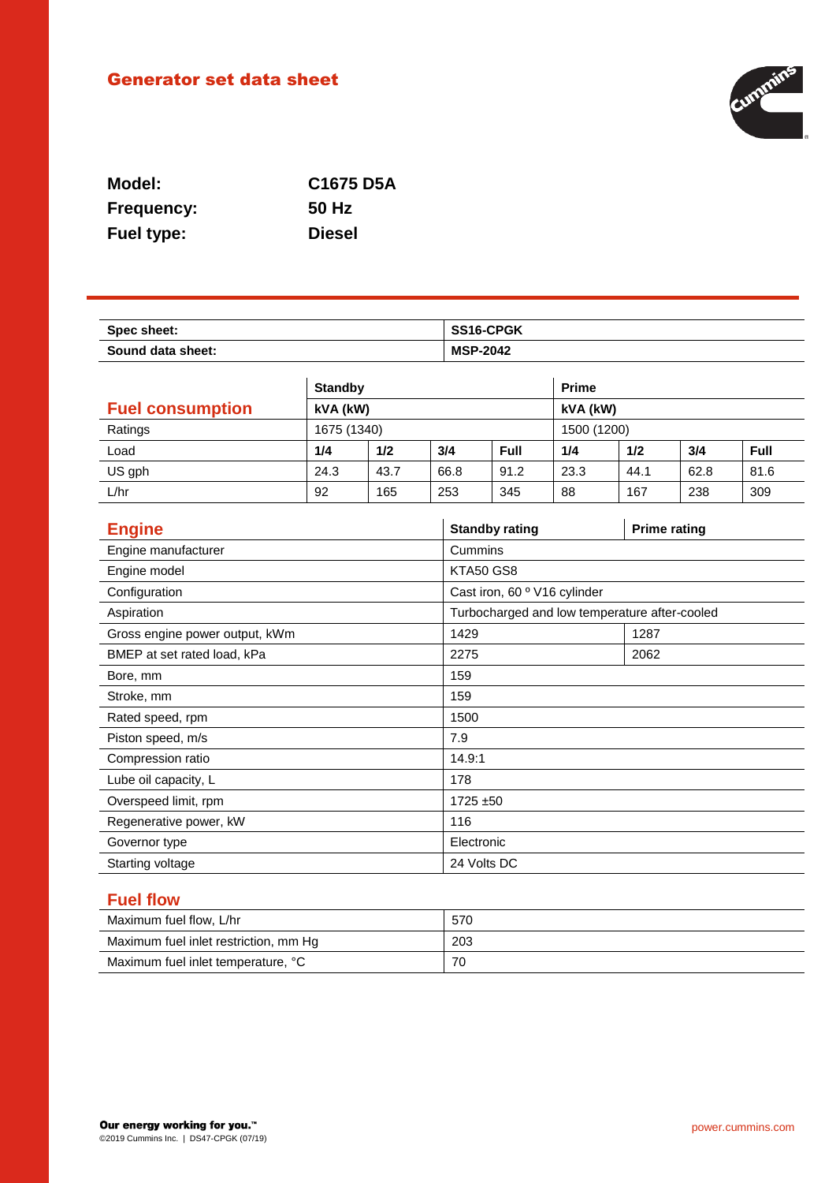# Generator set data sheet

**Model:** C1675 D5A

**Frequency:** 50 Hz

**Fuel type:** Diesel

| Spec sheet: | SS16-CPGK |
|---|---|
| **Sound data sheet:** | **MSP-2042** |

| | Standby | | | | Prime | | | |
|---|---|---|---|---|---|---|---|---|
| **Fuel consumption** | **kVA (kW)** | | | | **kVA (kW)** | | | |
| Ratings | 1675 (1340) | | | | 1500 (1200) | | | |
| Load | **1/4** | **1/2** | **3/4** | **Full** | **1/4** | **1/2** | **3/4** | **Full** |
| US gph | 24.3 | 43.7 | 66.8 | 91.2 | 23.3 | 44.1 | 62.8 | 81.6 |
| L/hr | 92 | 165 | 253 | 345 | 88 | 167 | 238 | 309 |

| Engine | Standby rating | Prime rating |
|---|---|---|
| Engine manufacturer | Cummins | |
| Engine model | KTA50 GS8 | |
| Configuration | Cast iron, 60 º V16 cylinder | |
| Aspiration | Turbocharged and low temperature after-cooled | |
| Gross engine power output, kWm | 1429 | 1287 |
| BMEP at set rated load, kPa | 2275 | 2062 |
| Bore, mm | 159 | |
| Stroke, mm | 159 | |
| Rated speed, rpm | 1500 | |
| Piston speed, m/s | 7.9 | |
| Compression ratio | 14.9:1 | |
| Lube oil capacity, L | 178 | |
| Overspeed limit, rpm | 1725 ±50 | |
| Regenerative power, kW | 116 | |
| Governor type | Electronic | |
| Starting voltage | 24 Volts DC | |

## Fuel flow

| Parameter | Value |
|---|---|
| Maximum fuel flow, L/hr | 570 |
| Maximum fuel inlet restriction, mm Hg | 203 |
| Maximum fuel inlet temperature, °C | 70 |

**Our energy working for you.™**

©2019 Cummins Inc. | DS47-CPGK (07/19)

power.cummins.com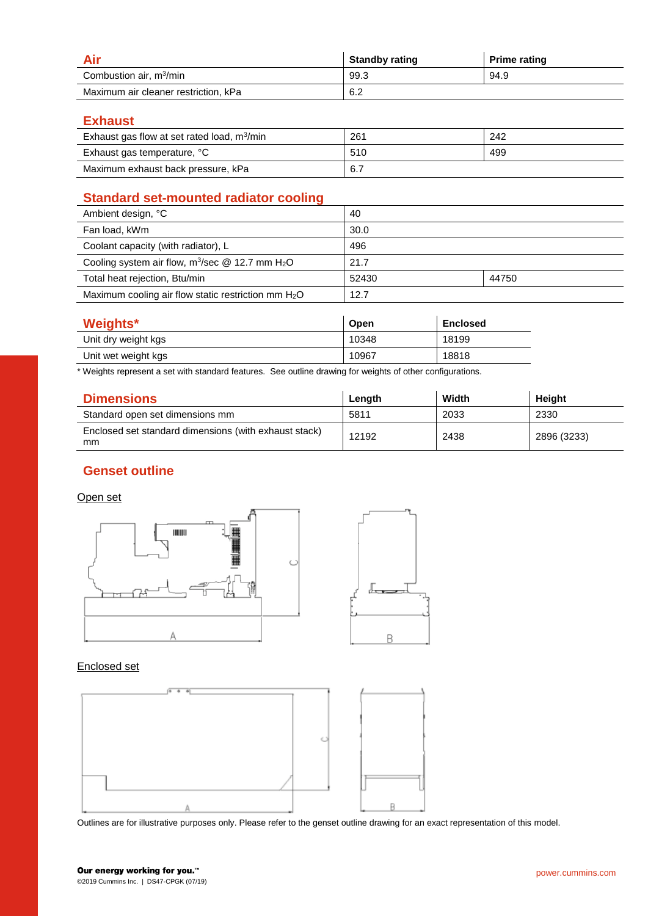## Air

| Air | Standby rating | Prime rating |
|---|---|---|
| Combustion air, $m^3$/min | 99.3 | 94.9 |
| Maximum air cleaner restriction, kPa | 6.2 | |

## Exhaust

| Exhaust | Standby rating | Prime rating |
|---|---|---|
| Exhaust gas flow at set rated load, $m^3$/min | 261 | 242 |
| Exhaust gas temperature, °C | 510 | 499 |
| Maximum exhaust back pressure, kPa | 6.7 | |

## Standard set-mounted radiator cooling

| Standard set-mounted radiator cooling | Standby rating | Prime rating |
|---|---|---|
| Ambient design, °C | 40 | |
| Fan load, kWm | 30.0 | |
| Coolant capacity (with radiator), L | 496 | |
| Cooling system air flow, $m^3$/sec @ 12.7 mm $H_2O$ | 21.7 | |
| Total heat rejection, Btu/min | 52430 | 44750 |
| Maximum cooling air flow static restriction mm $H_2O$ | 12.7 | |

## Weights*

| Weights* | Open | Enclosed |
|---|---|---|
| Unit dry weight kgs | 10348 | 18199 |
| Unit wet weight kgs | 10967 | 18818 |

* Weights represent a set with standard features. See outline drawing for weights of other configurations.

## Dimensions

| Dimensions | Length | Width | Height |
|---|---|---|---|
| Standard open set dimensions mm | 5811 | 2033 | 2330 |
| Enclosed set standard dimensions (with exhaust stack) mm | 12192 | 2438 | 2896 (3233) |

## Genset outline

Open set

Enclosed set

Outlines are for illustrative purposes only. Please refer to the genset outline drawing for an exact representation of this model.

**Our energy working for you.™**

©2019 Cummins Inc. | DS47-CPGK (07/19)

power.cummins.com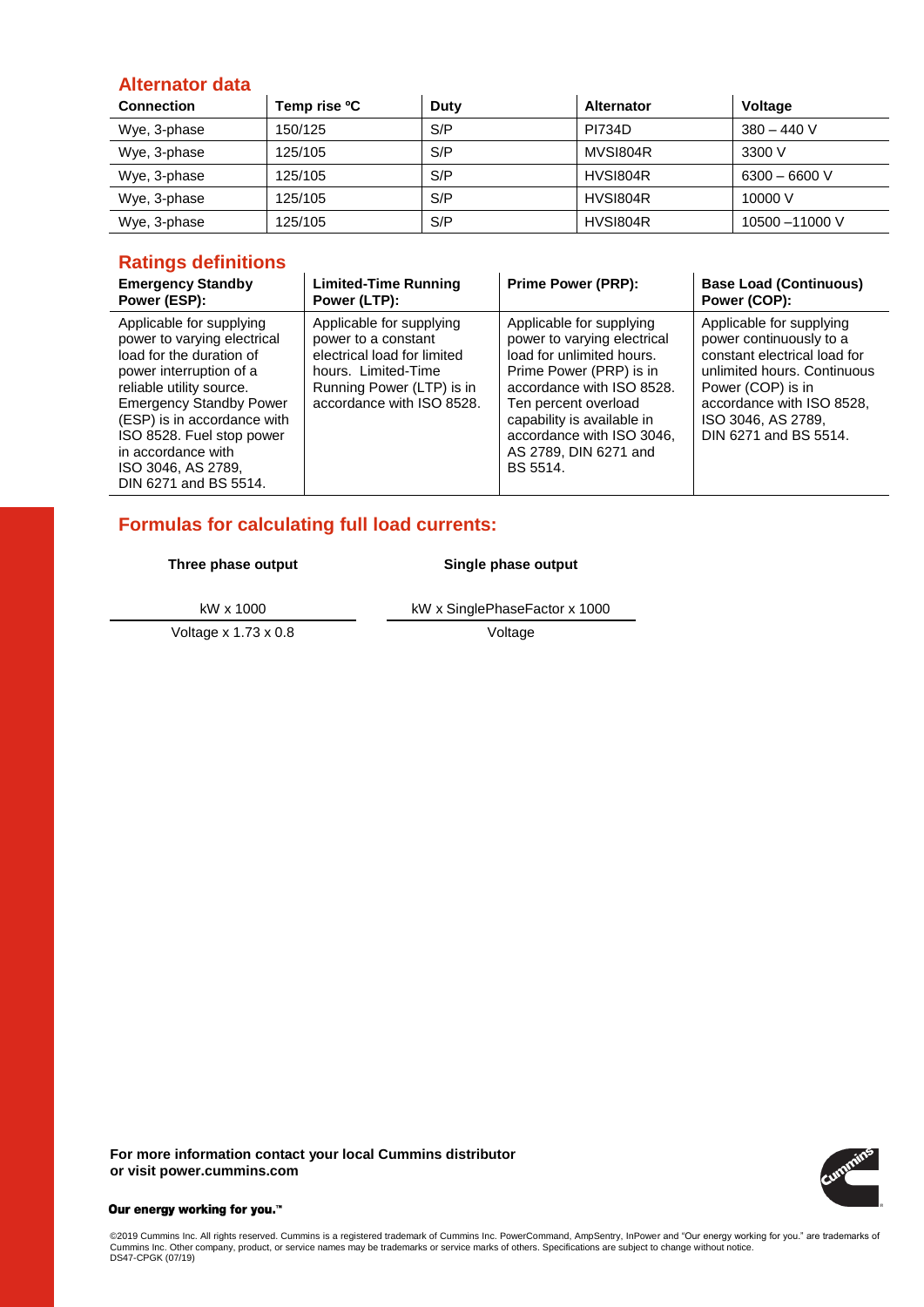## Alternator data

| Connection | Temp rise °C | Duty | Alternator | Voltage |
|---|---|---|---|---|
| Wye, 3-phase | 150/125 | S/P | PI734D | 380 – 440 V |
| Wye, 3-phase | 125/105 | S/P | MVSI804R | 3300 V |
| Wye, 3-phase | 125/105 | S/P | HVSI804R | 6300 – 6600 V |
| Wye, 3-phase | 125/105 | S/P | HVSI804R | 10000 V |
| Wye, 3-phase | 125/105 | S/P | HVSI804R | 10500 –11000 V |

## Ratings definitions

| Emergency Standby Power (ESP): | Limited-Time Running Power (LTP): | Prime Power (PRP): | Base Load (Continuous) Power (COP): |
|---|---|---|---|
| Applicable for supplying power to varying electrical load for the duration of power interruption of a reliable utility source. Emergency Standby Power (ESP) is in accordance with ISO 8528. Fuel stop power in accordance with ISO 3046, AS 2789, DIN 6271 and BS 5514. | Applicable for supplying power to a constant electrical load for limited hours. Limited-Time Running Power (LTP) is in accordance with ISO 8528. | Applicable for supplying power to varying electrical load for unlimited hours. Prime Power (PRP) is in accordance with ISO 8528. Ten percent overload capability is available in accordance with ISO 3046, AS 2789, DIN 6271 and BS 5514. | Applicable for supplying power continuously to a constant electrical load for unlimited hours. Continuous Power (COP) is in accordance with ISO 8528, ISO 3046, AS 2789, DIN 6271 and BS 5514. |

## Formulas for calculating full load currents:

**Three phase output**

$$\frac{\text{kW} \times 1000}{\text{Voltage} \times 1.73 \times 0.8}$$

**Single phase output**

$$\frac{\text{kW} \times \text{SinglePhaseFactor} \times 1000}{\text{Voltage}}$$

**For more information contact your local Cummins distributor or visit power.cummins.com**

Our energy working for you.™

©2019 Cummins Inc. All rights reserved. Cummins is a registered trademark of Cummins Inc. PowerCommand, AmpSentry, InPower and "Our energy working for you." are trademarks of Cummins Inc. Other company, product, or service names may be trademarks or service marks of others. Specifications are subject to change without notice.
DS47-CPGK (07/19)